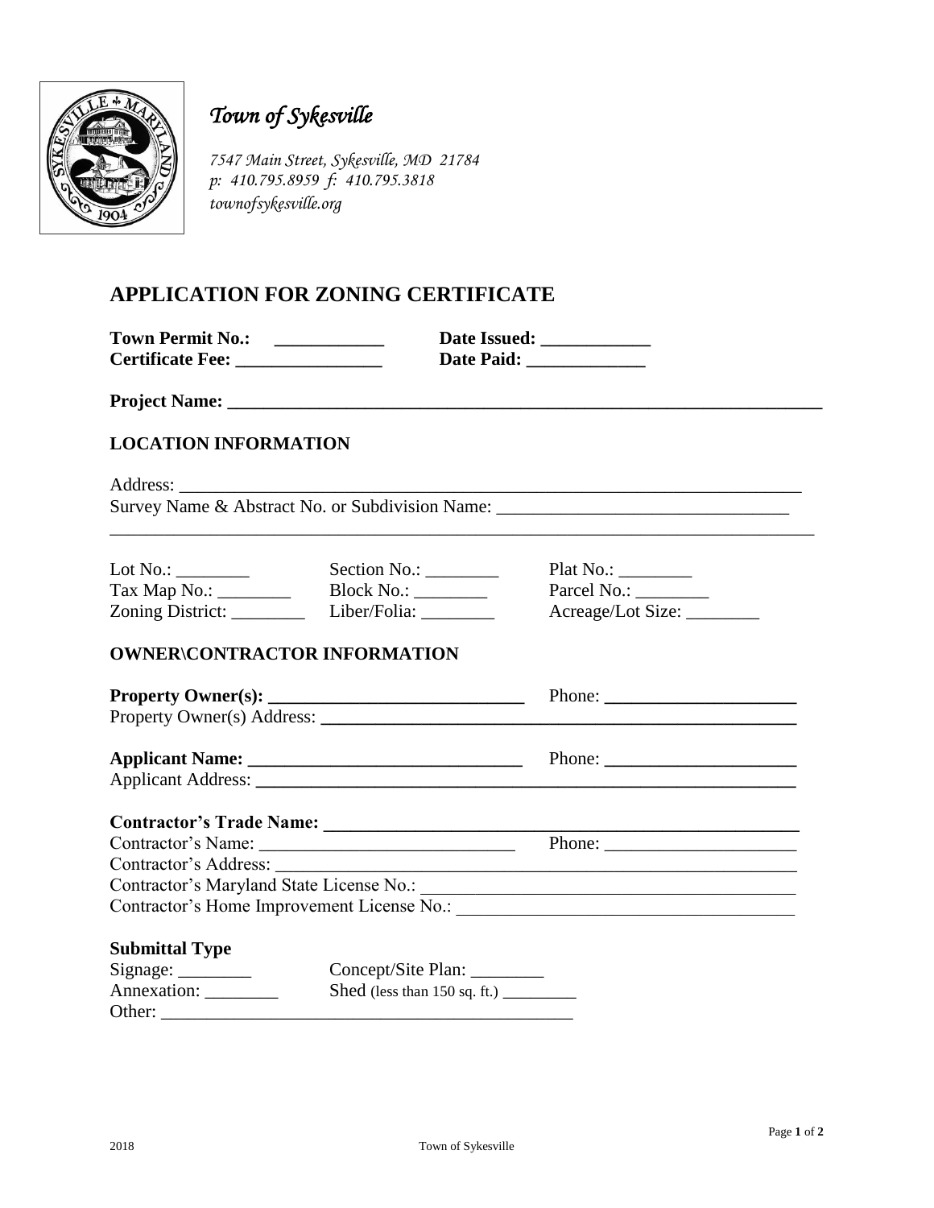*Town of Sykesville*

*7547 Main Street, Sykesville, MD 21784*
*p: 410.795.8959 f: 410.795.3818*
*townofsykesville.org*

## APPLICATION FOR ZONING CERTIFICATE

**Town Permit No.:** ____________ **Date Issued:** ____________
**Certificate Fee:** ________________ **Date Paid:** _____________

**Project Name:** ______________________________________________________________________

### LOCATION INFORMATION

Address: ______________________________________________________________________
Survey Name & Abstract No. or Subdivision Name: ________________________________
______________________________________________________________________________

| | | |
|---|---|---|
| Lot No.: ________ | Section No.: ________ | Plat No.: ________ |
| Tax Map No.: ________ | Block No.: ________ | Parcel No.: ________ |
| Zoning District: ________ | Liber/Folia: ________ | Acreage/Lot Size: ________ |

### OWNER\CONTRACTOR INFORMATION

**Property Owner(s):** _____________________________ Phone: _____________________
Property Owner(s) Address: ______________________________________________________

**Applicant Name:** _______________________________ Phone: _____________________
Applicant Address: _____________________________________________________________

**Contractor's Trade Name:** ______________________________________________________
Contractor's Name: ____________________________ Phone: _____________________
Contractor's Address: ___________________________________________________________
Contractor's Maryland State License No.: __________________________________________
Contractor's Home Improvement License No.: ________________________________________

### Submittal Type

Signage: ________ Concept/Site Plan: ________
Annexation: ________ Shed (less than 150 sq. ft.) ________
Other: ______________________________________________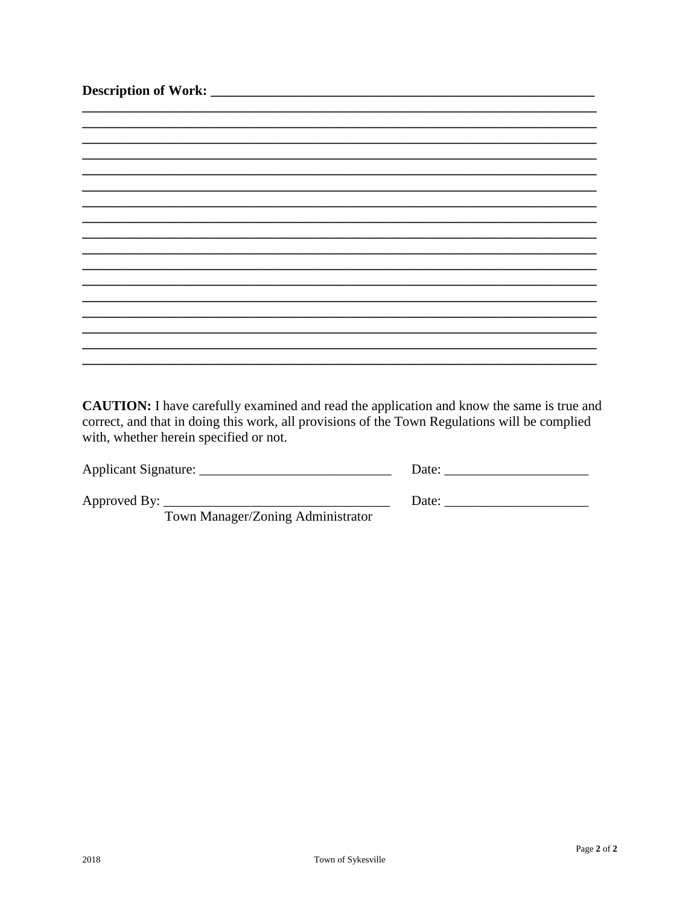**Description of Work:** ____________________________________________________________

________________________________________________________________________________

________________________________________________________________________________

________________________________________________________________________________

________________________________________________________________________________

________________________________________________________________________________

________________________________________________________________________________

________________________________________________________________________________

________________________________________________________________________________

________________________________________________________________________________

________________________________________________________________________________

________________________________________________________________________________

________________________________________________________________________________

________________________________________________________________________________

________________________________________________________________________________

________________________________________________________________________________

________________________________________________________________________________

________________________________________________________________________________

**CAUTION:** I have carefully examined and read the application and know the same is true and correct, and that in doing this work, all provisions of the Town Regulations will be complied with, whether herein specified or not.

Applicant Signature: ____________________________ Date: _____________________

Approved By: _________________________________ Date: _____________________
Town Manager/Zoning Administrator

2018 Town of Sykesville